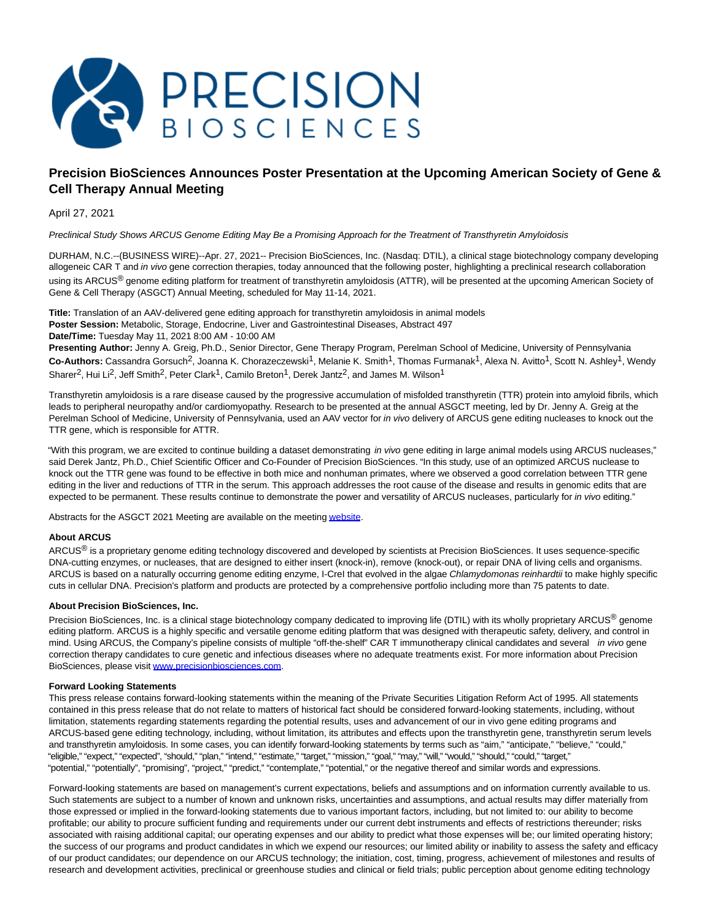# Precision BioSciences Announces Poster Presentation at the Upcoming American Society of Gene & Cell Therapy Annual Meeting

April 27, 2021

*Preclinical Study Shows ARCUS Genome Editing May Be a Promising Approach for the Treatment of Transthyretin Amyloidosis*

DURHAM, N.C.--(BUSINESS WIRE)--Apr. 27, 2021-- Precision BioSciences, Inc. (Nasdaq: DTIL), a clinical stage biotechnology company developing allogeneic CAR T and *in vivo* gene correction therapies, today announced that the following poster, highlighting a preclinical research collaboration using its ARCUS® genome editing platform for treatment of transthyretin amyloidosis (ATTR), will be presented at the upcoming American Society of Gene & Cell Therapy (ASGCT) Annual Meeting, scheduled for May 11-14, 2021.

**Title:** Translation of an AAV-delivered gene editing approach for transthyretin amyloidosis in animal models
**Poster Session:** Metabolic, Storage, Endocrine, Liver and Gastrointestinal Diseases, Abstract 497
**Date/Time:** Tuesday May 11, 2021 8:00 AM - 10:00 AM
**Presenting Author:** Jenny A. Greig, Ph.D., Senior Director, Gene Therapy Program, Perelman School of Medicine, University of Pennsylvania
**Co-Authors:** Cassandra Gorsuch[2], Joanna K. Chorazeczewski[1], Melanie K. Smith[1], Thomas Furmanak[1], Alexa N. Avitto[1], Scott N. Ashley[1], Wendy Sharer[2], Hui Li[2], Jeff Smith[2], Peter Clark[1], Camilo Breton[1], Derek Jantz[2], and James M. Wilson[1]

Transthyretin amyloidosis is a rare disease caused by the progressive accumulation of misfolded transthyretin (TTR) protein into amyloid fibrils, which leads to peripheral neuropathy and/or cardiomyopathy. Research to be presented at the annual ASGCT meeting, led by Dr. Jenny A. Greig at the Perelman School of Medicine, University of Pennsylvania, used an AAV vector for *in vivo* delivery of ARCUS gene editing nucleases to knock out the TTR gene, which is responsible for ATTR.

"With this program, we are excited to continue building a dataset demonstrating *in vivo* gene editing in large animal models using ARCUS nucleases," said Derek Jantz, Ph.D., Chief Scientific Officer and Co-Founder of Precision BioSciences. "In this study, use of an optimized ARCUS nuclease to knock out the TTR gene was found to be effective in both mice and nonhuman primates, where we observed a good correlation between TTR gene editing in the liver and reductions of TTR in the serum. This approach addresses the root cause of the disease and results in genomic edits that are expected to be permanent. These results continue to demonstrate the power and versatility of ARCUS nucleases, particularly for *in vivo* editing."

Abstracts for the ASGCT 2021 Meeting are available on the meeting website.

**About ARCUS**

ARCUS® is a proprietary genome editing technology discovered and developed by scientists at Precision BioSciences. It uses sequence-specific DNA-cutting enzymes, or nucleases, that are designed to either insert (knock-in), remove (knock-out), or repair DNA of living cells and organisms. ARCUS is based on a naturally occurring genome editing enzyme, I-CreI that evolved in the algae *Chlamydomonas reinhardtii* to make highly specific cuts in cellular DNA. Precision's platform and products are protected by a comprehensive portfolio including more than 75 patents to date.

**About Precision BioSciences, Inc.**

Precision BioSciences, Inc. is a clinical stage biotechnology company dedicated to improving life (DTIL) with its wholly proprietary ARCUS® genome editing platform. ARCUS is a highly specific and versatile genome editing platform that was designed with therapeutic safety, delivery, and control in mind. Using ARCUS, the Company's pipeline consists of multiple "off-the-shelf" CAR T immunotherapy clinical candidates and several *in vivo* gene correction therapy candidates to cure genetic and infectious diseases where no adequate treatments exist. For more information about Precision BioSciences, please visit www.precisionbiosciences.com.

**Forward Looking Statements**

This press release contains forward-looking statements within the meaning of the Private Securities Litigation Reform Act of 1995. All statements contained in this press release that do not relate to matters of historical fact should be considered forward-looking statements, including, without limitation, statements regarding statements regarding the potential results, uses and advancement of our in vivo gene editing programs and ARCUS-based gene editing technology, including, without limitation, its attributes and effects upon the transthyretin gene, transthyretin serum levels and transthyretin amyloidosis. In some cases, you can identify forward-looking statements by terms such as "aim," "anticipate," "believe," "could," "eligible," "expect," "expected", "should," "plan," "intend," "estimate," "target," "mission," "goal," "may," "will," "would," "should," "could," "target," "potential," "potentially", "promising", "project," "predict," "contemplate," "potential," or the negative thereof and similar words and expressions.

Forward-looking statements are based on management's current expectations, beliefs and assumptions and on information currently available to us. Such statements are subject to a number of known and unknown risks, uncertainties and assumptions, and actual results may differ materially from those expressed or implied in the forward-looking statements due to various important factors, including, but not limited to: our ability to become profitable; our ability to procure sufficient funding and requirements under our current debt instruments and effects of restrictions thereunder; risks associated with raising additional capital; our operating expenses and our ability to predict what those expenses will be; our limited operating history; the success of our programs and product candidates in which we expend our resources; our limited ability or inability to assess the safety and efficacy of our product candidates; our dependence on our ARCUS technology; the initiation, cost, timing, progress, achievement of milestones and results of research and development activities, preclinical or greenhouse studies and clinical or field trials; public perception about genome editing technology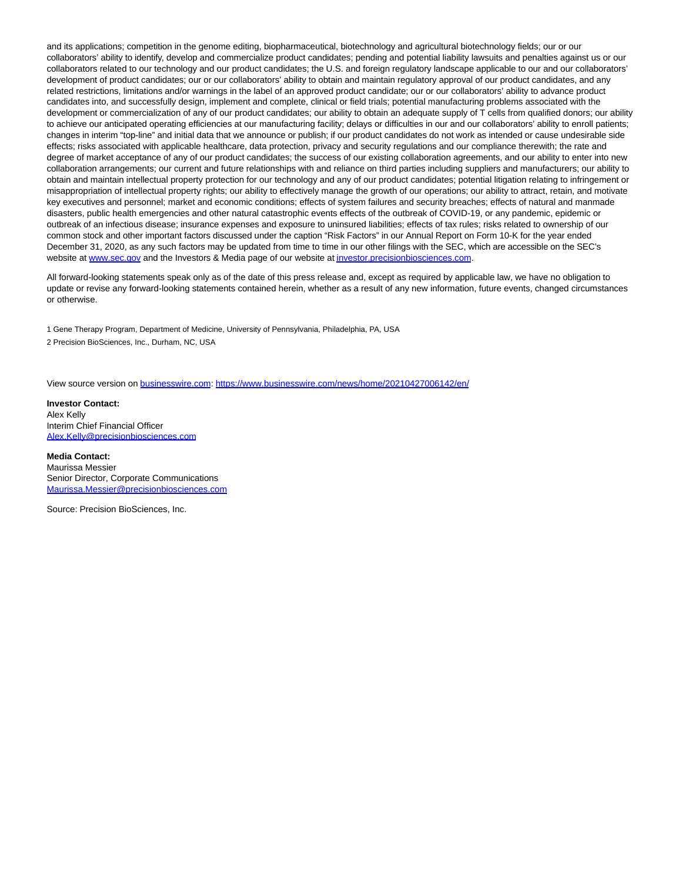and its applications; competition in the genome editing, biopharmaceutical, biotechnology and agricultural biotechnology fields; our or our collaborators' ability to identify, develop and commercialize product candidates; pending and potential liability lawsuits and penalties against us or our collaborators related to our technology and our product candidates; the U.S. and foreign regulatory landscape applicable to our and our collaborators' development of product candidates; our or our collaborators' ability to obtain and maintain regulatory approval of our product candidates, and any related restrictions, limitations and/or warnings in the label of an approved product candidate; our or our collaborators' ability to advance product candidates into, and successfully design, implement and complete, clinical or field trials; potential manufacturing problems associated with the development or commercialization of any of our product candidates; our ability to obtain an adequate supply of T cells from qualified donors; our ability to achieve our anticipated operating efficiencies at our manufacturing facility; delays or difficulties in our and our collaborators' ability to enroll patients; changes in interim "top-line" and initial data that we announce or publish; if our product candidates do not work as intended or cause undesirable side effects; risks associated with applicable healthcare, data protection, privacy and security regulations and our compliance therewith; the rate and degree of market acceptance of any of our product candidates; the success of our existing collaboration agreements, and our ability to enter into new collaboration arrangements; our current and future relationships with and reliance on third parties including suppliers and manufacturers; our ability to obtain and maintain intellectual property protection for our technology and any of our product candidates; potential litigation relating to infringement or misappropriation of intellectual property rights; our ability to effectively manage the growth of our operations; our ability to attract, retain, and motivate key executives and personnel; market and economic conditions; effects of system failures and security breaches; effects of natural and manmade disasters, public health emergencies and other natural catastrophic events effects of the outbreak of COVID-19, or any pandemic, epidemic or outbreak of an infectious disease; insurance expenses and exposure to uninsured liabilities; effects of tax rules; risks related to ownership of our common stock and other important factors discussed under the caption "Risk Factors" in our Annual Report on Form 10-K for the year ended December 31, 2020, as any such factors may be updated from time to time in our other filings with the SEC, which are accessible on the SEC's website at www.sec.gov and the Investors & Media page of our website at investor.precisionbiosciences.com.

All forward-looking statements speak only as of the date of this press release and, except as required by applicable law, we have no obligation to update or revise any forward-looking statements contained herein, whether as a result of any new information, future events, changed circumstances or otherwise.

1 Gene Therapy Program, Department of Medicine, University of Pennsylvania, Philadelphia, PA, USA

2 Precision BioSciences, Inc., Durham, NC, USA

View source version on businesswire.com: https://www.businesswire.com/news/home/20210427006142/en/

**Investor Contact:**
Alex Kelly
Interim Chief Financial Officer
Alex.Kelly@precisionbiosciences.com

**Media Contact:**
Maurissa Messier
Senior Director, Corporate Communications
Maurissa.Messier@precisionbiosciences.com

Source: Precision BioSciences, Inc.